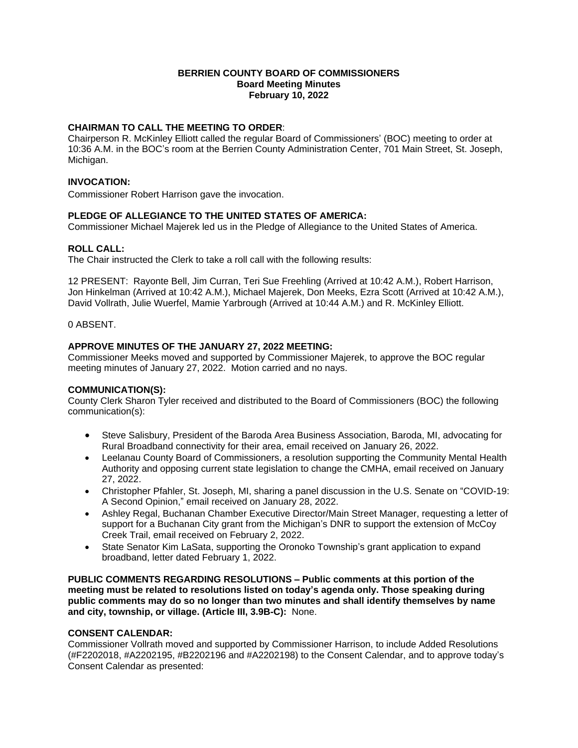# BERRIEN COUNTY BOARD OF COMMISSIONERS
## Board Meeting Minutes
## February 10, 2022

**CHAIRMAN TO CALL THE MEETING TO ORDER**:
Chairperson R. McKinley Elliott called the regular Board of Commissioners' (BOC) meeting to order at 10:36 A.M. in the BOC's room at the Berrien County Administration Center, 701 Main Street, St. Joseph, Michigan.

**INVOCATION:**
Commissioner Robert Harrison gave the invocation.

**PLEDGE OF ALLEGIANCE TO THE UNITED STATES OF AMERICA:**
Commissioner Michael Majerek led us in the Pledge of Allegiance to the United States of America.

**ROLL CALL:**
The Chair instructed the Clerk to take a roll call with the following results:

12 PRESENT: Rayonte Bell, Jim Curran, Teri Sue Freehling (Arrived at 10:42 A.M.), Robert Harrison, Jon Hinkelman (Arrived at 10:42 A.M.), Michael Majerek, Don Meeks, Ezra Scott (Arrived at 10:42 A.M.), David Vollrath, Julie Wuerfel, Mamie Yarbrough (Arrived at 10:44 A.M.) and R. McKinley Elliott.

0 ABSENT.

**APPROVE MINUTES OF THE JANUARY 27, 2022 MEETING:**
Commissioner Meeks moved and supported by Commissioner Majerek, to approve the BOC regular meeting minutes of January 27, 2022. Motion carried and no nays.

**COMMUNICATION(S):**
County Clerk Sharon Tyler received and distributed to the Board of Commissioners (BOC) the following communication(s):

- Steve Salisbury, President of the Baroda Area Business Association, Baroda, MI, advocating for Rural Broadband connectivity for their area, email received on January 26, 2022.
- Leelanau County Board of Commissioners, a resolution supporting the Community Mental Health Authority and opposing current state legislation to change the CMHA, email received on January 27, 2022.
- Christopher Pfahler, St. Joseph, MI, sharing a panel discussion in the U.S. Senate on "COVID-19: A Second Opinion," email received on January 28, 2022.
- Ashley Regal, Buchanan Chamber Executive Director/Main Street Manager, requesting a letter of support for a Buchanan City grant from the Michigan's DNR to support the extension of McCoy Creek Trail, email received on February 2, 2022.
- State Senator Kim LaSata, supporting the Oronoko Township's grant application to expand broadband, letter dated February 1, 2022.

**PUBLIC COMMENTS REGARDING RESOLUTIONS – Public comments at this portion of the meeting must be related to resolutions listed on today's agenda only. Those speaking during public comments may do so no longer than two minutes and shall identify themselves by name and city, township, or village. (Article III, 3.9B-C):** None.

**CONSENT CALENDAR:**
Commissioner Vollrath moved and supported by Commissioner Harrison, to include Added Resolutions (#F2202018, #A2202195, #B2202196 and #A2202198) to the Consent Calendar, and to approve today's Consent Calendar as presented: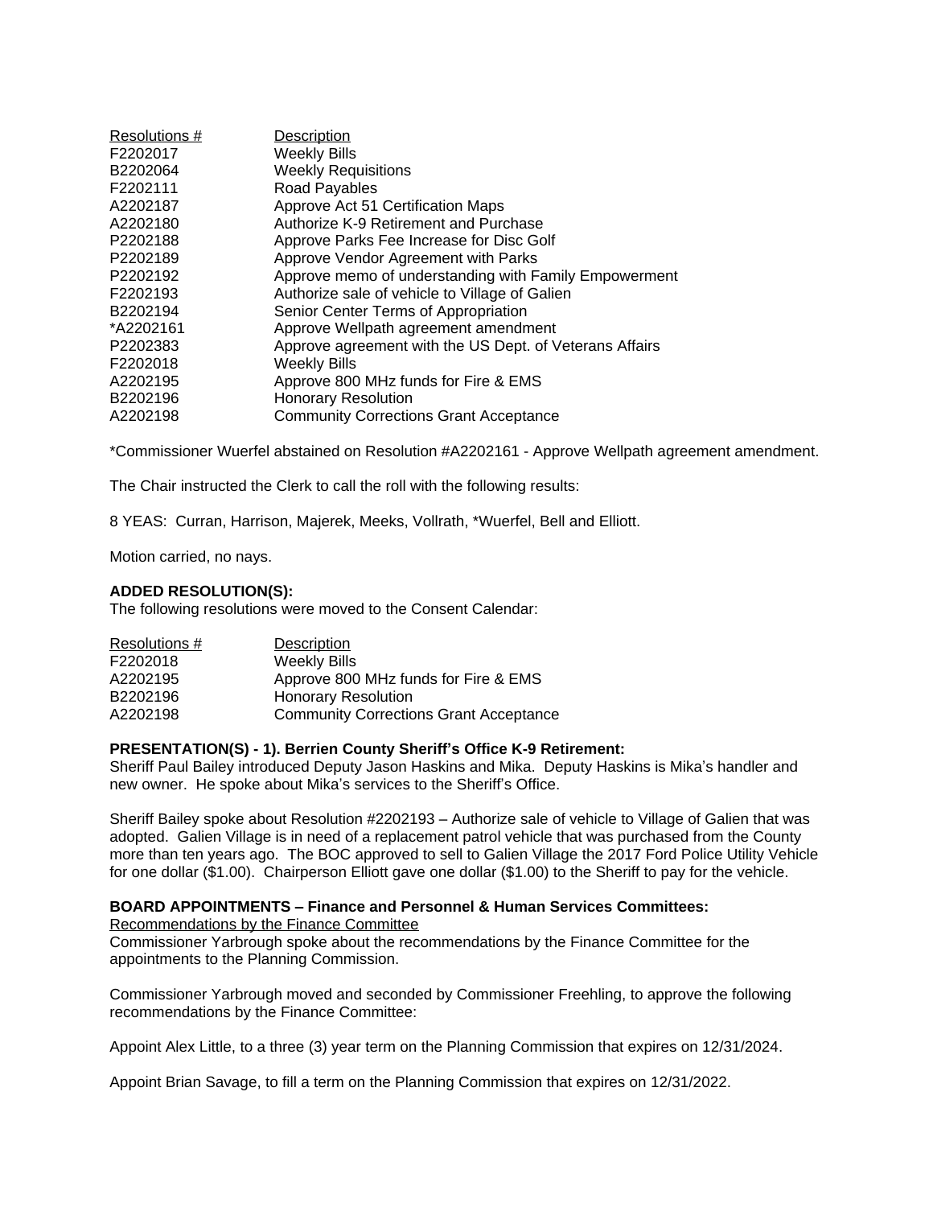| Resolutions # | Description |
|---|---|
| F2202017 | Weekly Bills |
| B2202064 | Weekly Requisitions |
| F2202111 | Road Payables |
| A2202187 | Approve Act 51 Certification Maps |
| A2202180 | Authorize K-9 Retirement and Purchase |
| P2202188 | Approve Parks Fee Increase for Disc Golf |
| P2202189 | Approve Vendor Agreement with Parks |
| P2202192 | Approve memo of understanding with Family Empowerment |
| F2202193 | Authorize sale of vehicle to Village of Galien |
| B2202194 | Senior Center Terms of Appropriation |
| *A2202161 | Approve Wellpath agreement amendment |
| P2202383 | Approve agreement with the US Dept. of Veterans Affairs |
| F2202018 | Weekly Bills |
| A2202195 | Approve 800 MHz funds for Fire & EMS |
| B2202196 | Honorary Resolution |
| A2202198 | Community Corrections Grant Acceptance |

*Commissioner Wuerfel abstained on Resolution #A2202161 - Approve Wellpath agreement amendment.

The Chair instructed the Clerk to call the roll with the following results:

8 YEAS: Curran, Harrison, Majerek, Meeks, Vollrath, *Wuerfel, Bell and Elliott.

Motion carried, no nays.

**ADDED RESOLUTION(S):**

The following resolutions were moved to the Consent Calendar:

| Resolutions # | Description |
|---|---|
| F2202018 | Weekly Bills |
| A2202195 | Approve 800 MHz funds for Fire & EMS |
| B2202196 | Honorary Resolution |
| A2202198 | Community Corrections Grant Acceptance |

**PRESENTATION(S) - 1). Berrien County Sheriff's Office K-9 Retirement:**

Sheriff Paul Bailey introduced Deputy Jason Haskins and Mika. Deputy Haskins is Mika's handler and new owner. He spoke about Mika's services to the Sheriff's Office.

Sheriff Bailey spoke about Resolution #2202193 – Authorize sale of vehicle to Village of Galien that was adopted. Galien Village is in need of a replacement patrol vehicle that was purchased from the County more than ten years ago. The BOC approved to sell to Galien Village the 2017 Ford Police Utility Vehicle for one dollar ($1.00). Chairperson Elliott gave one dollar ($1.00) to the Sheriff to pay for the vehicle.

**BOARD APPOINTMENTS – Finance and Personnel & Human Services Committees:**

Recommendations by the Finance Committee

Commissioner Yarbrough spoke about the recommendations by the Finance Committee for the appointments to the Planning Commission.

Commissioner Yarbrough moved and seconded by Commissioner Freehling, to approve the following recommendations by the Finance Committee:

Appoint Alex Little, to a three (3) year term on the Planning Commission that expires on 12/31/2024.

Appoint Brian Savage, to fill a term on the Planning Commission that expires on 12/31/2022.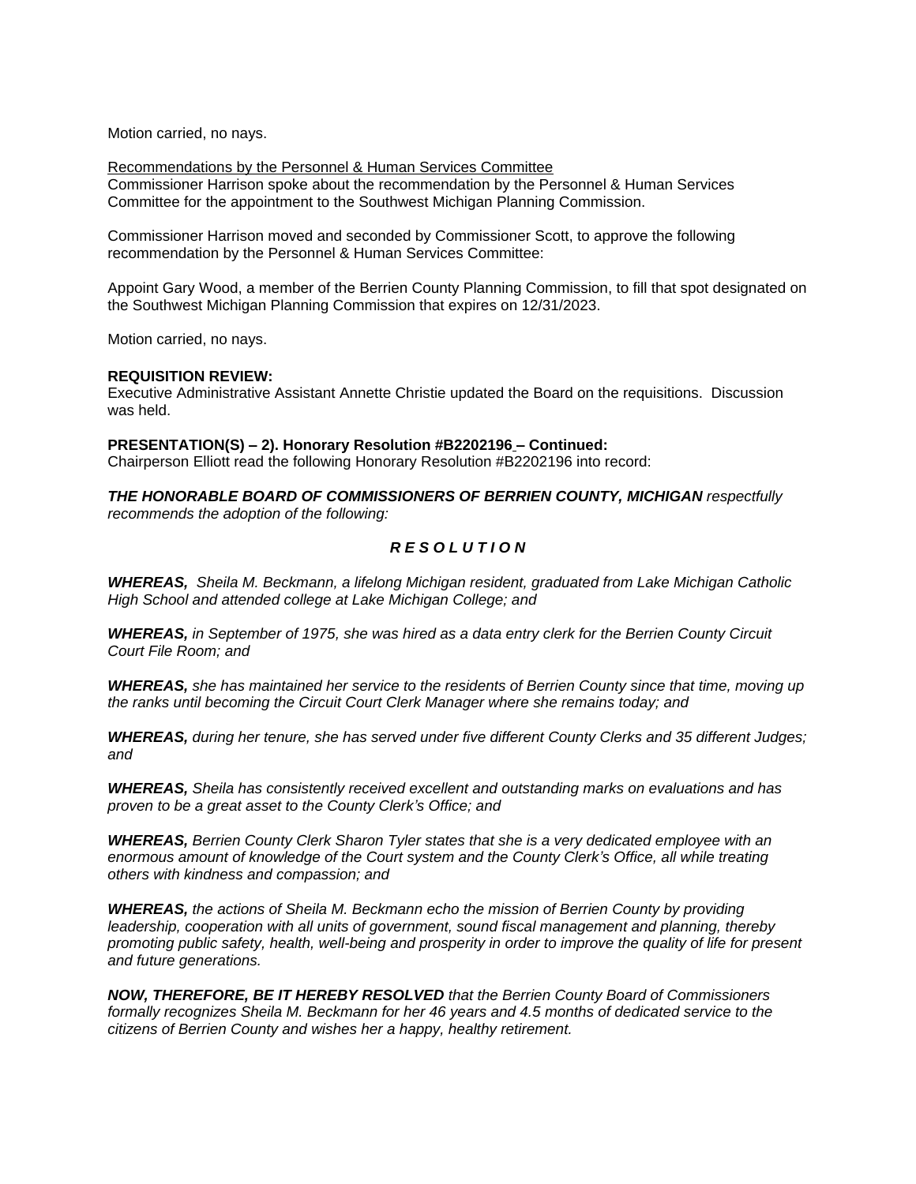Motion carried, no nays.

Recommendations by the Personnel & Human Services Committee
Commissioner Harrison spoke about the recommendation by the Personnel & Human Services Committee for the appointment to the Southwest Michigan Planning Commission.

Commissioner Harrison moved and seconded by Commissioner Scott, to approve the following recommendation by the Personnel & Human Services Committee:

Appoint Gary Wood, a member of the Berrien County Planning Commission, to fill that spot designated on the Southwest Michigan Planning Commission that expires on 12/31/2023.

Motion carried, no nays.

**REQUISITION REVIEW:**
Executive Administrative Assistant Annette Christie updated the Board on the requisitions. Discussion was held.

**PRESENTATION(S) – 2). Honorary Resolution #B2202196 – Continued:**
Chairperson Elliott read the following Honorary Resolution #B2202196 into record:

***THE HONORABLE BOARD OF COMMISSIONERS OF BERRIEN COUNTY, MICHIGAN*** *respectfully recommends the adoption of the following:*

***R E S O L U T I O N***

***WHEREAS,*** *Sheila M. Beckmann, a lifelong Michigan resident, graduated from Lake Michigan Catholic High School and attended college at Lake Michigan College; and*

***WHEREAS,*** *in September of 1975, she was hired as a data entry clerk for the Berrien County Circuit Court File Room; and*

***WHEREAS,*** *she has maintained her service to the residents of Berrien County since that time, moving up the ranks until becoming the Circuit Court Clerk Manager where she remains today; and*

***WHEREAS,*** *during her tenure, she has served under five different County Clerks and 35 different Judges; and*

***WHEREAS,*** *Sheila has consistently received excellent and outstanding marks on evaluations and has proven to be a great asset to the County Clerk's Office; and*

***WHEREAS,*** *Berrien County Clerk Sharon Tyler states that she is a very dedicated employee with an enormous amount of knowledge of the Court system and the County Clerk's Office, all while treating others with kindness and compassion; and*

***WHEREAS,*** *the actions of Sheila M. Beckmann echo the mission of Berrien County by providing leadership, cooperation with all units of government, sound fiscal management and planning, thereby promoting public safety, health, well-being and prosperity in order to improve the quality of life for present and future generations.*

***NOW, THEREFORE, BE IT HEREBY RESOLVED*** *that the Berrien County Board of Commissioners formally recognizes Sheila M. Beckmann for her 46 years and 4.5 months of dedicated service to the citizens of Berrien County and wishes her a happy, healthy retirement.*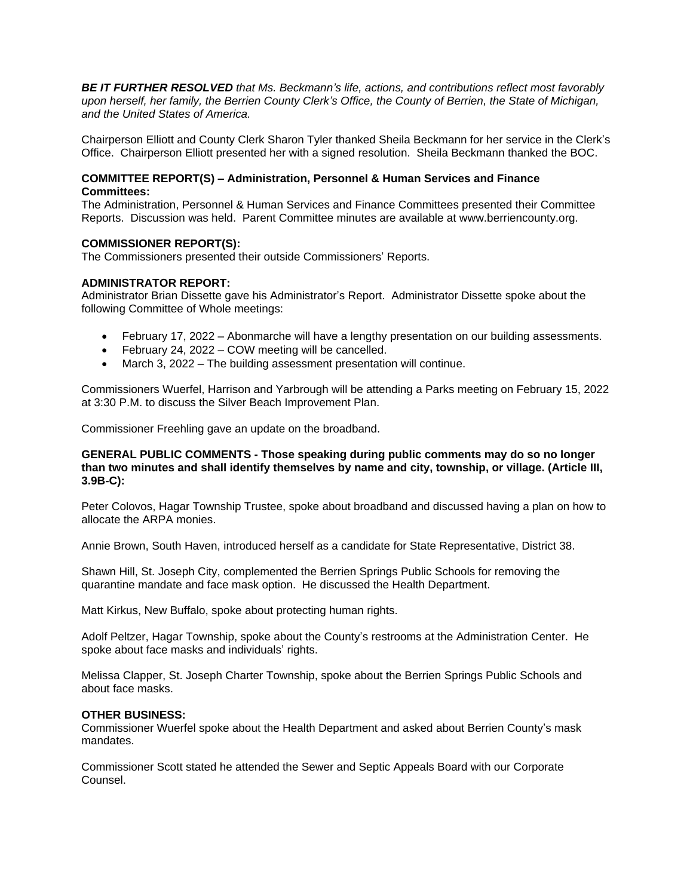***BE IT FURTHER RESOLVED** that Ms. Beckmann's life, actions, and contributions reflect most favorably upon herself, her family, the Berrien County Clerk's Office, the County of Berrien, the State of Michigan, and the United States of America.*

Chairperson Elliott and County Clerk Sharon Tyler thanked Sheila Beckmann for her service in the Clerk's Office. Chairperson Elliott presented her with a signed resolution. Sheila Beckmann thanked the BOC.

**COMMITTEE REPORT(S) – Administration, Personnel & Human Services and Finance Committees:**

The Administration, Personnel & Human Services and Finance Committees presented their Committee Reports. Discussion was held. Parent Committee minutes are available at www.berriencounty.org.

**COMMISSIONER REPORT(S):**

The Commissioners presented their outside Commissioners' Reports.

**ADMINISTRATOR REPORT:**

Administrator Brian Dissette gave his Administrator's Report. Administrator Dissette spoke about the following Committee of Whole meetings:

- February 17, 2022 – Abonmarche will have a lengthy presentation on our building assessments.
- February 24, 2022 – COW meeting will be cancelled.
- March 3, 2022 – The building assessment presentation will continue.

Commissioners Wuerfel, Harrison and Yarbrough will be attending a Parks meeting on February 15, 2022 at 3:30 P.M. to discuss the Silver Beach Improvement Plan.

Commissioner Freehling gave an update on the broadband.

**GENERAL PUBLIC COMMENTS - Those speaking during public comments may do so no longer than two minutes and shall identify themselves by name and city, township, or village. (Article III, 3.9B-C):**

Peter Colovos, Hagar Township Trustee, spoke about broadband and discussed having a plan on how to allocate the ARPA monies.

Annie Brown, South Haven, introduced herself as a candidate for State Representative, District 38.

Shawn Hill, St. Joseph City, complemented the Berrien Springs Public Schools for removing the quarantine mandate and face mask option. He discussed the Health Department.

Matt Kirkus, New Buffalo, spoke about protecting human rights.

Adolf Peltzer, Hagar Township, spoke about the County's restrooms at the Administration Center. He spoke about face masks and individuals' rights.

Melissa Clapper, St. Joseph Charter Township, spoke about the Berrien Springs Public Schools and about face masks.

**OTHER BUSINESS:**

Commissioner Wuerfel spoke about the Health Department and asked about Berrien County's mask mandates.

Commissioner Scott stated he attended the Sewer and Septic Appeals Board with our Corporate Counsel.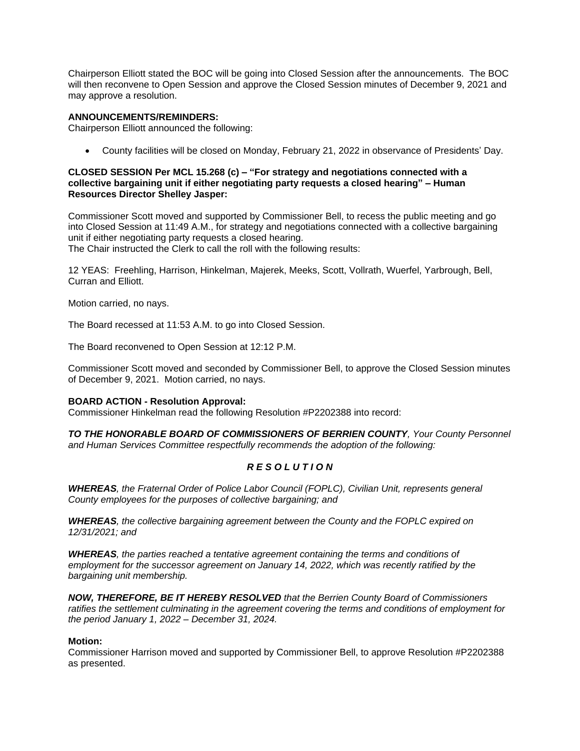Chairperson Elliott stated the BOC will be going into Closed Session after the announcements. The BOC will then reconvene to Open Session and approve the Closed Session minutes of December 9, 2021 and may approve a resolution.

**ANNOUNCEMENTS/REMINDERS:**
Chairperson Elliott announced the following:

- County facilities will be closed on Monday, February 21, 2022 in observance of Presidents' Day.

**CLOSED SESSION Per MCL 15.268 (c) – "For strategy and negotiations connected with a collective bargaining unit if either negotiating party requests a closed hearing" – Human Resources Director Shelley Jasper:**

Commissioner Scott moved and supported by Commissioner Bell, to recess the public meeting and go into Closed Session at 11:49 A.M., for strategy and negotiations connected with a collective bargaining unit if either negotiating party requests a closed hearing.
The Chair instructed the Clerk to call the roll with the following results:

12 YEAS: Freehling, Harrison, Hinkelman, Majerek, Meeks, Scott, Vollrath, Wuerfel, Yarbrough, Bell, Curran and Elliott.

Motion carried, no nays.

The Board recessed at 11:53 A.M. to go into Closed Session.

The Board reconvened to Open Session at 12:12 P.M.

Commissioner Scott moved and seconded by Commissioner Bell, to approve the Closed Session minutes of December 9, 2021. Motion carried, no nays.

**BOARD ACTION - Resolution Approval:**
Commissioner Hinkelman read the following Resolution #P2202388 into record:

***TO THE HONORABLE BOARD OF COMMISSIONERS OF BERRIEN COUNTY**, Your County Personnel and Human Services Committee respectfully recommends the adoption of the following:*

***R E S O L U T I O N***

***WHEREAS**, the Fraternal Order of Police Labor Council (FOPLC), Civilian Unit, represents general County employees for the purposes of collective bargaining; and*

***WHEREAS**, the collective bargaining agreement between the County and the FOPLC expired on 12/31/2021; and*

***WHEREAS**, the parties reached a tentative agreement containing the terms and conditions of employment for the successor agreement on January 14, 2022, which was recently ratified by the bargaining unit membership.*

***NOW, THEREFORE, BE IT HEREBY RESOLVED** that the Berrien County Board of Commissioners ratifies the settlement culminating in the agreement covering the terms and conditions of employment for the period January 1, 2022 – December 31, 2024.*

**Motion:**
Commissioner Harrison moved and supported by Commissioner Bell, to approve Resolution #P2202388 as presented.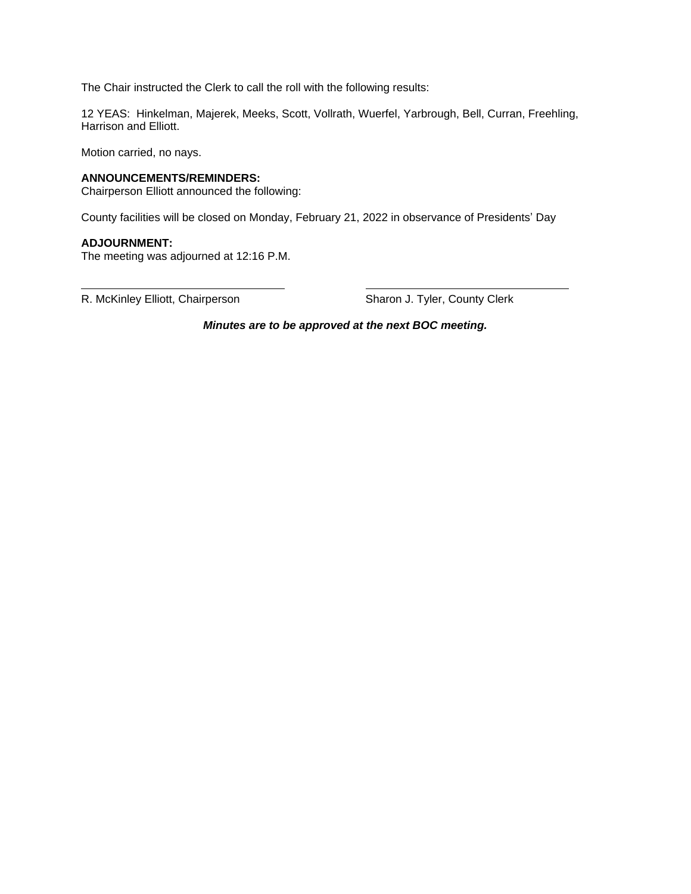The Chair instructed the Clerk to call the roll with the following results:

12 YEAS: Hinkelman, Majerek, Meeks, Scott, Vollrath, Wuerfel, Yarbrough, Bell, Curran, Freehling, Harrison and Elliott.

Motion carried, no nays.

**ANNOUNCEMENTS/REMINDERS:**
Chairperson Elliott announced the following:

County facilities will be closed on Monday, February 21, 2022 in observance of Presidents' Day

**ADJOURNMENT:**
The meeting was adjourned at 12:16 P.M.

\_\_\_\_\_\_\_\_\_\_\_\_\_\_\_\_\_\_\_\_\_\_\_\_\_\_\_\_\_\_\_\_
R. McKinley Elliott, Chairperson

\_\_\_\_\_\_\_\_\_\_\_\_\_\_\_\_\_\_\_\_\_\_\_\_\_\_\_\_\_\_\_\_
Sharon J. Tyler, County Clerk

***Minutes are to be approved at the next BOC meeting.***